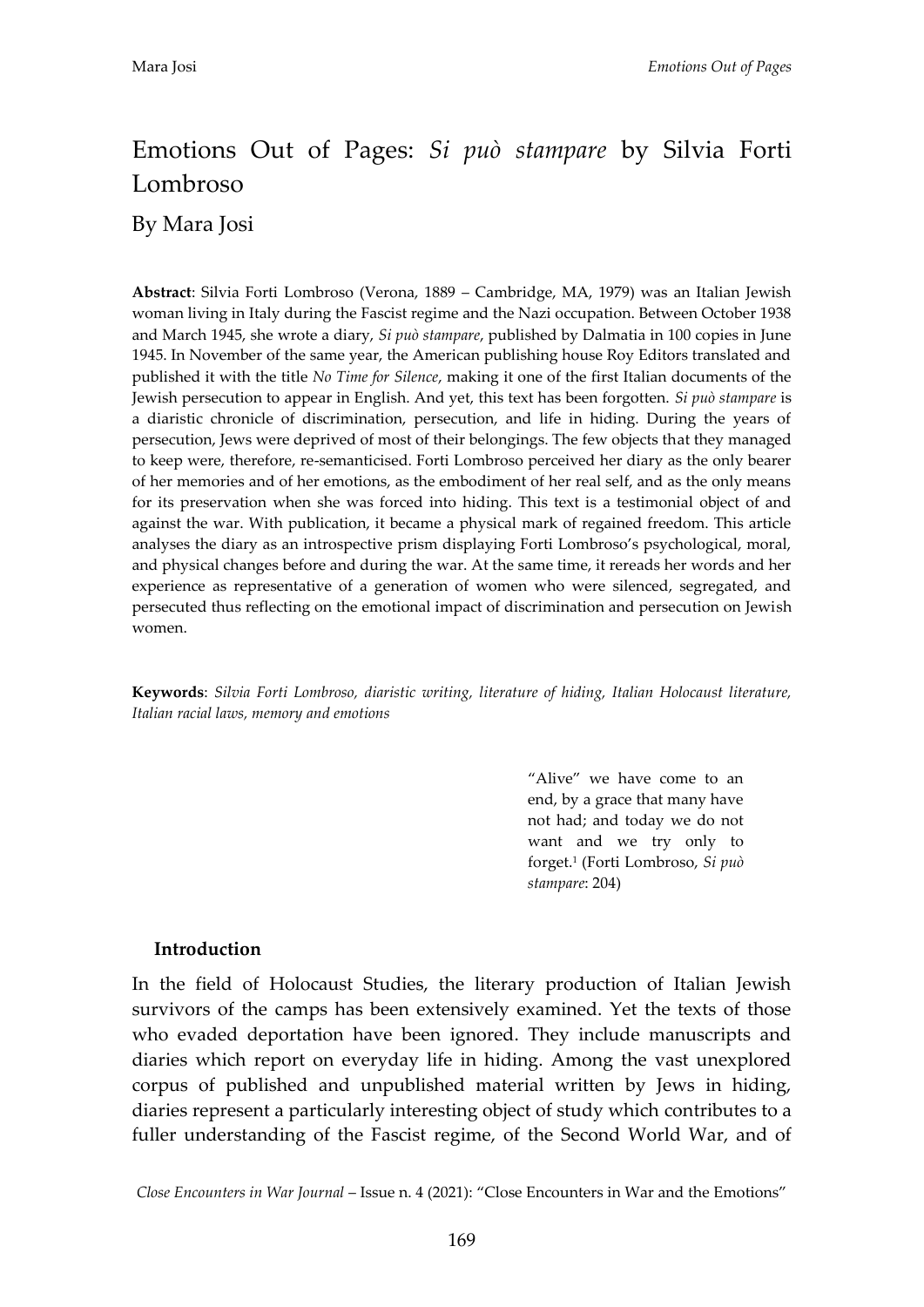# Emotions Out of Pages: *Si può stampare* by Silvia Forti Lombroso

By Mara Josi

**Abstract**: Silvia Forti Lombroso (Verona, 1889 – Cambridge, MA, 1979) was an Italian Jewish woman living in Italy during the Fascist regime and the Nazi occupation. Between October 1938 and March 1945, she wrote a diary, *Si può stampare*, published by Dalmatia in 100 copies in June 1945. In November of the same year, the American publishing house Roy Editors translated and published it with the title *No Time for Silence*, making it one of the first Italian documents of the Jewish persecution to appear in English. And yet, this text has been forgotten. *Si può stampare* is a diaristic chronicle of discrimination, persecution, and life in hiding. During the years of persecution, Jews were deprived of most of their belongings. The few objects that they managed to keep were, therefore, re-semanticised. Forti Lombroso perceived her diary as the only bearer of her memories and of her emotions, as the embodiment of her real self, and as the only means for its preservation when she was forced into hiding. This text is a testimonial object of and against the war. With publication, it became a physical mark of regained freedom. This article analyses the diary as an introspective prism displaying Forti Lombroso's psychological, moral, and physical changes before and during the war. At the same time, it rereads her words and her experience as representative of a generation of women who were silenced, segregated, and persecuted thus reflecting on the emotional impact of discrimination and persecution on Jewish women.

**Keywords**: *Silvia Forti Lombroso, diaristic writing, literature of hiding, Italian Holocaust literature, Italian racial laws, memory and emotions*

> "Alive" we have come to an end, by a grace that many have not had; and today we do not want and we try only to forget.[1] (Forti Lombroso, *Si può stampare*: 204)

### Introduction

In the field of Holocaust Studies, the literary production of Italian Jewish survivors of the camps has been extensively examined. Yet the texts of those who evaded deportation have been ignored. They include manuscripts and diaries which report on everyday life in hiding. Among the vast unexplored corpus of published and unpublished material written by Jews in hiding, diaries represent a particularly interesting object of study which contributes to a fuller understanding of the Fascist regime, of the Second World War, and of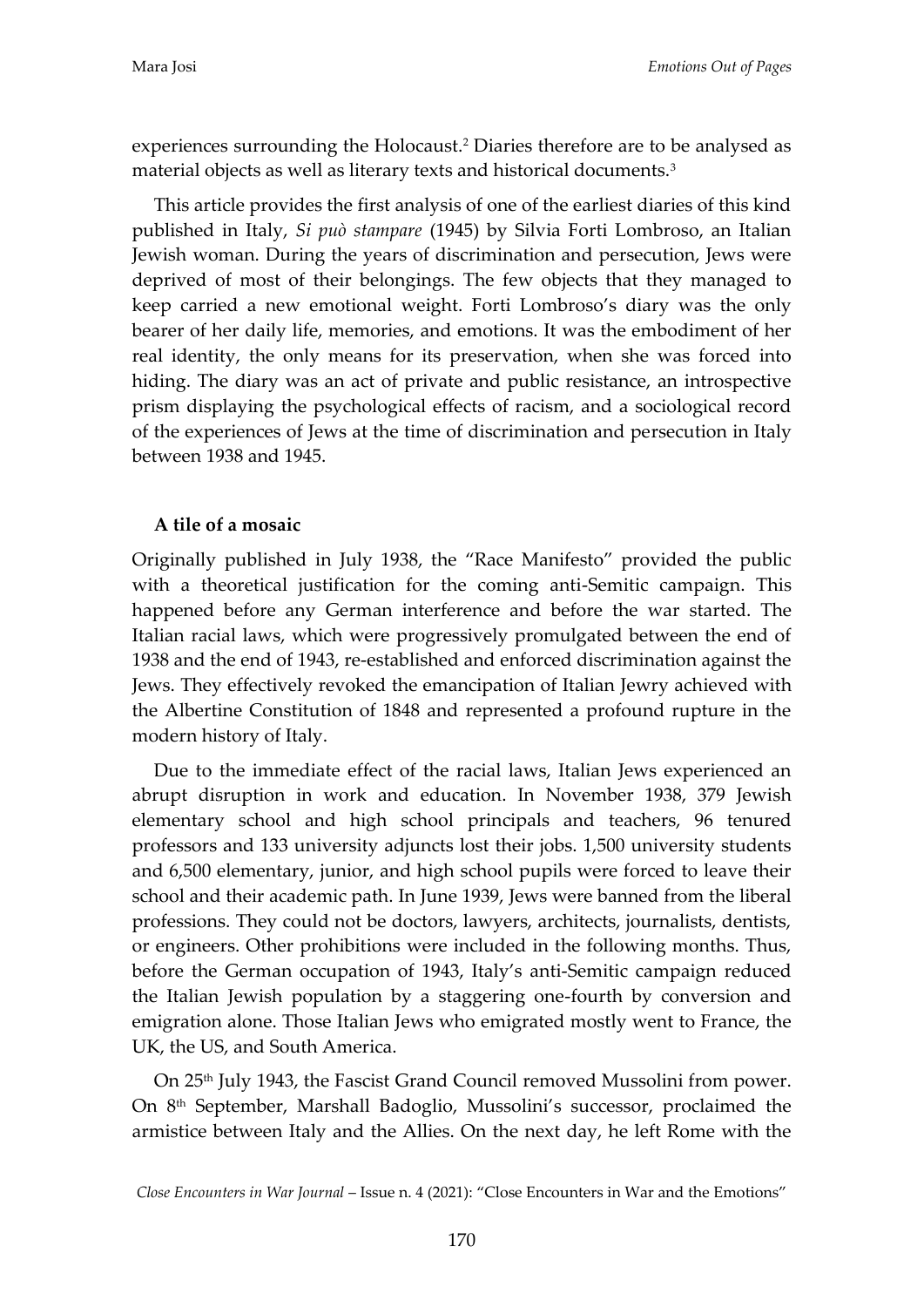experiences surrounding the Holocaust.[2] Diaries therefore are to be analysed as material objects as well as literary texts and historical documents.[3]

This article provides the first analysis of one of the earliest diaries of this kind published in Italy, *Si può stampare* (1945) by Silvia Forti Lombroso, an Italian Jewish woman. During the years of discrimination and persecution, Jews were deprived of most of their belongings. The few objects that they managed to keep carried a new emotional weight. Forti Lombroso's diary was the only bearer of her daily life, memories, and emotions. It was the embodiment of her real identity, the only means for its preservation, when she was forced into hiding. The diary was an act of private and public resistance, an introspective prism displaying the psychological effects of racism, and a sociological record of the experiences of Jews at the time of discrimination and persecution in Italy between 1938 and 1945.

## A tile of a mosaic

Originally published in July 1938, the "Race Manifesto" provided the public with a theoretical justification for the coming anti-Semitic campaign. This happened before any German interference and before the war started. The Italian racial laws, which were progressively promulgated between the end of 1938 and the end of 1943, re-established and enforced discrimination against the Jews. They effectively revoked the emancipation of Italian Jewry achieved with the Albertine Constitution of 1848 and represented a profound rupture in the modern history of Italy.

Due to the immediate effect of the racial laws, Italian Jews experienced an abrupt disruption in work and education. In November 1938, 379 Jewish elementary school and high school principals and teachers, 96 tenured professors and 133 university adjuncts lost their jobs. 1,500 university students and 6,500 elementary, junior, and high school pupils were forced to leave their school and their academic path. In June 1939, Jews were banned from the liberal professions. They could not be doctors, lawyers, architects, journalists, dentists, or engineers. Other prohibitions were included in the following months. Thus, before the German occupation of 1943, Italy's anti-Semitic campaign reduced the Italian Jewish population by a staggering one-fourth by conversion and emigration alone. Those Italian Jews who emigrated mostly went to France, the UK, the US, and South America.

On 25th July 1943, the Fascist Grand Council removed Mussolini from power. On 8th September, Marshall Badoglio, Mussolini's successor, proclaimed the armistice between Italy and the Allies. On the next day, he left Rome with the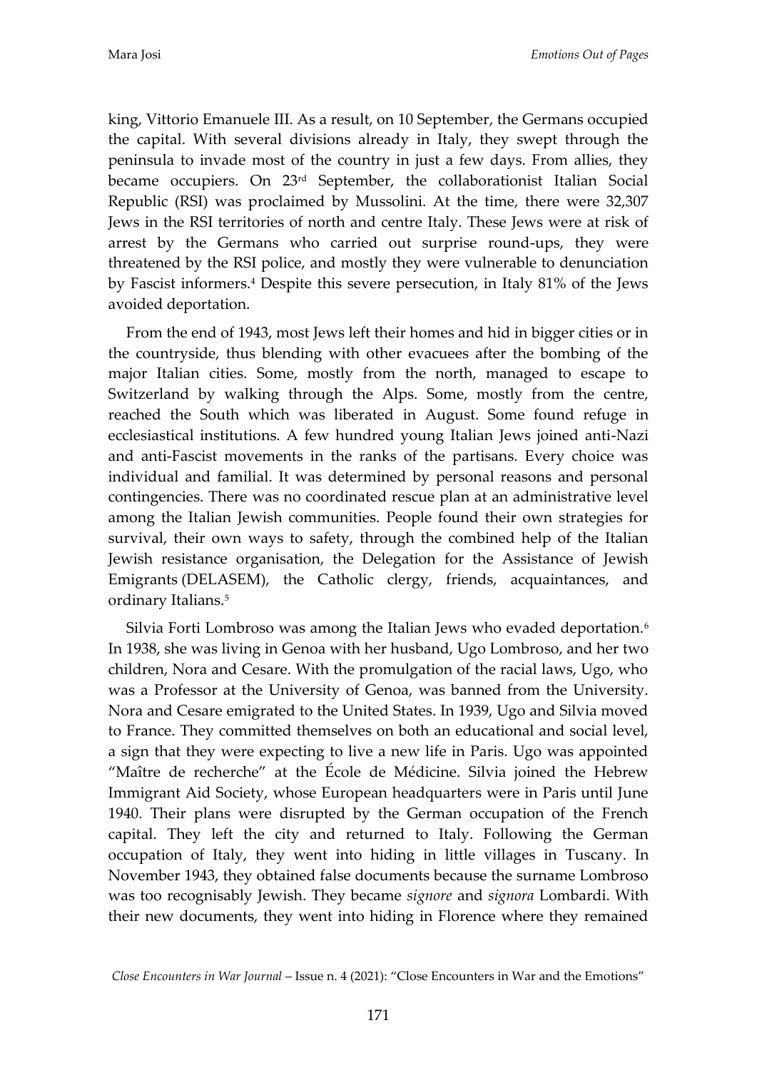king, Vittorio Emanuele III. As a result, on 10 September, the Germans occupied the capital. With several divisions already in Italy, they swept through the peninsula to invade most of the country in just a few days. From allies, they became occupiers. On 23rd September, the collaborationist Italian Social Republic (RSI) was proclaimed by Mussolini. At the time, there were 32,307 Jews in the RSI territories of north and centre Italy. These Jews were at risk of arrest by the Germans who carried out surprise round-ups, they were threatened by the RSI police, and mostly they were vulnerable to denunciation by Fascist informers.[4] Despite this severe persecution, in Italy 81% of the Jews avoided deportation.

From the end of 1943, most Jews left their homes and hid in bigger cities or in the countryside, thus blending with other evacuees after the bombing of the major Italian cities. Some, mostly from the north, managed to escape to Switzerland by walking through the Alps. Some, mostly from the centre, reached the South which was liberated in August. Some found refuge in ecclesiastical institutions. A few hundred young Italian Jews joined anti-Nazi and anti-Fascist movements in the ranks of the partisans. Every choice was individual and familial. It was determined by personal reasons and personal contingencies. There was no coordinated rescue plan at an administrative level among the Italian Jewish communities. People found their own strategies for survival, their own ways to safety, through the combined help of the Italian Jewish resistance organisation, the Delegation for the Assistance of Jewish Emigrants (DELASEM), the Catholic clergy, friends, acquaintances, and ordinary Italians.[5]

Silvia Forti Lombroso was among the Italian Jews who evaded deportation.[6] In 1938, she was living in Genoa with her husband, Ugo Lombroso, and her two children, Nora and Cesare. With the promulgation of the racial laws, Ugo, who was a Professor at the University of Genoa, was banned from the University. Nora and Cesare emigrated to the United States. In 1939, Ugo and Silvia moved to France. They committed themselves on both an educational and social level, a sign that they were expecting to live a new life in Paris. Ugo was appointed "Maître de recherche" at the École de Médicine. Silvia joined the Hebrew Immigrant Aid Society, whose European headquarters were in Paris until June 1940. Their plans were disrupted by the German occupation of the French capital. They left the city and returned to Italy. Following the German occupation of Italy, they went into hiding in little villages in Tuscany. In November 1943, they obtained false documents because the surname Lombroso was too recognisably Jewish. They became *signore* and *signora* Lombardi. With their new documents, they went into hiding in Florence where they remained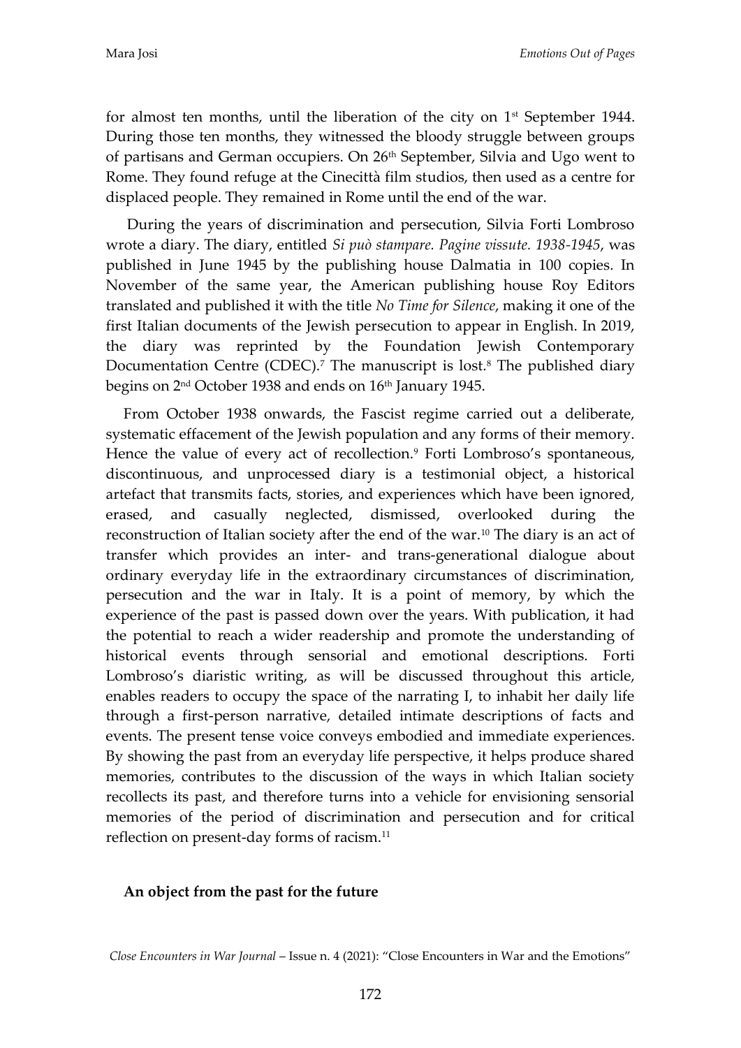for almost ten months, until the liberation of the city on 1st September 1944. During those ten months, they witnessed the bloody struggle between groups of partisans and German occupiers. On 26th September, Silvia and Ugo went to Rome. They found refuge at the Cinecittà film studios, then used as a centre for displaced people. They remained in Rome until the end of the war.

During the years of discrimination and persecution, Silvia Forti Lombroso wrote a diary. The diary, entitled *Si può stampare. Pagine vissute. 1938-1945*, was published in June 1945 by the publishing house Dalmatia in 100 copies. In November of the same year, the American publishing house Roy Editors translated and published it with the title *No Time for Silence*, making it one of the first Italian documents of the Jewish persecution to appear in English. In 2019, the diary was reprinted by the Foundation Jewish Contemporary Documentation Centre (CDEC).[7] The manuscript is lost.[8] The published diary begins on 2nd October 1938 and ends on 16th January 1945.

From October 1938 onwards, the Fascist regime carried out a deliberate, systematic effacement of the Jewish population and any forms of their memory. Hence the value of every act of recollection.[9] Forti Lombroso's spontaneous, discontinuous, and unprocessed diary is a testimonial object, a historical artefact that transmits facts, stories, and experiences which have been ignored, erased, and casually neglected, dismissed, overlooked during the reconstruction of Italian society after the end of the war.[10] The diary is an act of transfer which provides an inter- and trans-generational dialogue about ordinary everyday life in the extraordinary circumstances of discrimination, persecution and the war in Italy. It is a point of memory, by which the experience of the past is passed down over the years. With publication, it had the potential to reach a wider readership and promote the understanding of historical events through sensorial and emotional descriptions. Forti Lombroso's diaristic writing, as will be discussed throughout this article, enables readers to occupy the space of the narrating I, to inhabit her daily life through a first-person narrative, detailed intimate descriptions of facts and events. The present tense voice conveys embodied and immediate experiences. By showing the past from an everyday life perspective, it helps produce shared memories, contributes to the discussion of the ways in which Italian society recollects its past, and therefore turns into a vehicle for envisioning sensorial memories of the period of discrimination and persecution and for critical reflection on present-day forms of racism.[11]

## An object from the past for the future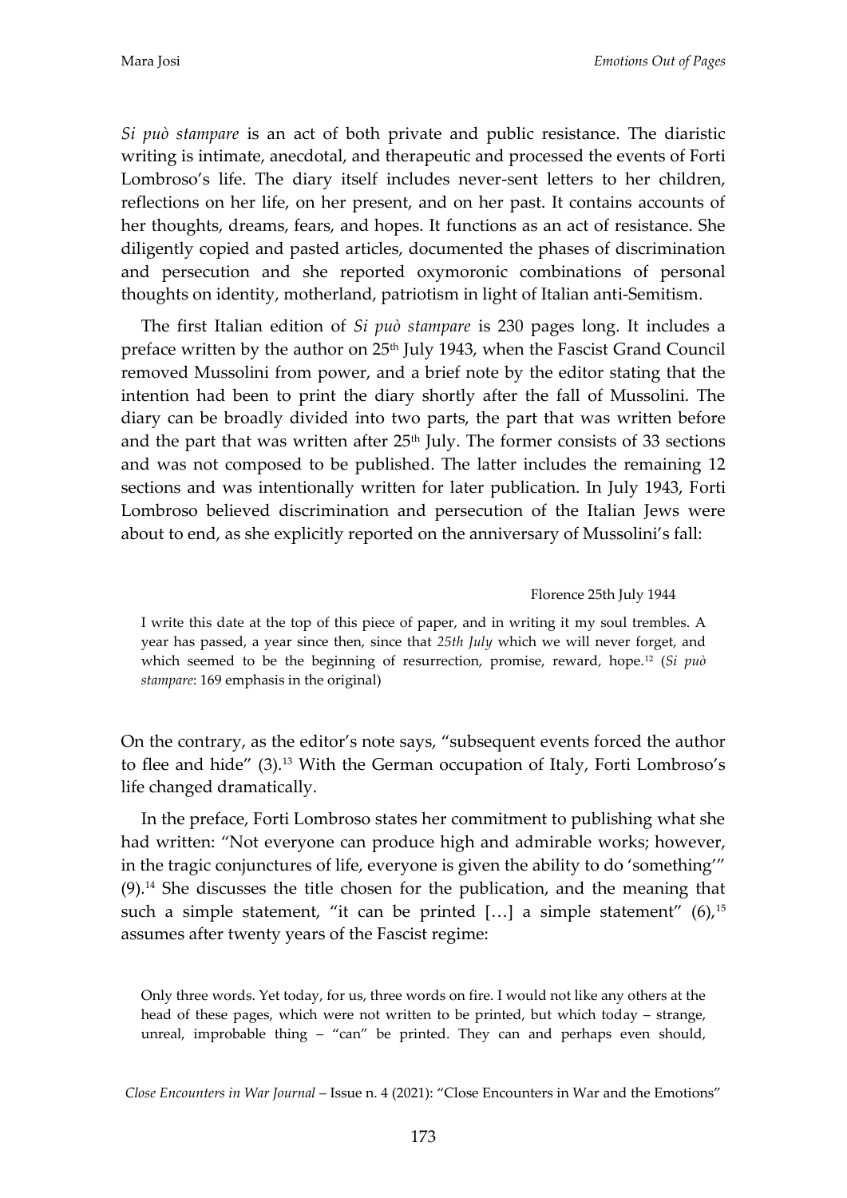*Si può stampare* is an act of both private and public resistance. The diaristic writing is intimate, anecdotal, and therapeutic and processed the events of Forti Lombroso's life. The diary itself includes never-sent letters to her children, reflections on her life, on her present, and on her past. It contains accounts of her thoughts, dreams, fears, and hopes. It functions as an act of resistance. She diligently copied and pasted articles, documented the phases of discrimination and persecution and she reported oxymoronic combinations of personal thoughts on identity, motherland, patriotism in light of Italian anti-Semitism.

The first Italian edition of *Si può stampare* is 230 pages long. It includes a preface written by the author on 25th July 1943, when the Fascist Grand Council removed Mussolini from power, and a brief note by the editor stating that the intention had been to print the diary shortly after the fall of Mussolini. The diary can be broadly divided into two parts, the part that was written before and the part that was written after 25th July. The former consists of 33 sections and was not composed to be published. The latter includes the remaining 12 sections and was intentionally written for later publication. In July 1943, Forti Lombroso believed discrimination and persecution of the Italian Jews were about to end, as she explicitly reported on the anniversary of Mussolini's fall:

> Florence 25th July 1944
>
> I write this date at the top of this piece of paper, and in writing it my soul trembles. A year has passed, a year since then, since that *25th July* which we will never forget, and which seemed to be the beginning of resurrection, promise, reward, hope.[12] (*Si può stampare*: 169 emphasis in the original)

On the contrary, as the editor's note says, "subsequent events forced the author to flee and hide" (3).[13] With the German occupation of Italy, Forti Lombroso's life changed dramatically.

In the preface, Forti Lombroso states her commitment to publishing what she had written: "Not everyone can produce high and admirable works; however, in the tragic conjunctures of life, everyone is given the ability to do 'something'" (9).[14] She discusses the title chosen for the publication, and the meaning that such a simple statement, "it can be printed […] a simple statement" (6),[15] assumes after twenty years of the Fascist regime:

> Only three words. Yet today, for us, three words on fire. I would not like any others at the head of these pages, which were not written to be printed, but which today – strange, unreal, improbable thing – "can" be printed. They can and perhaps even should,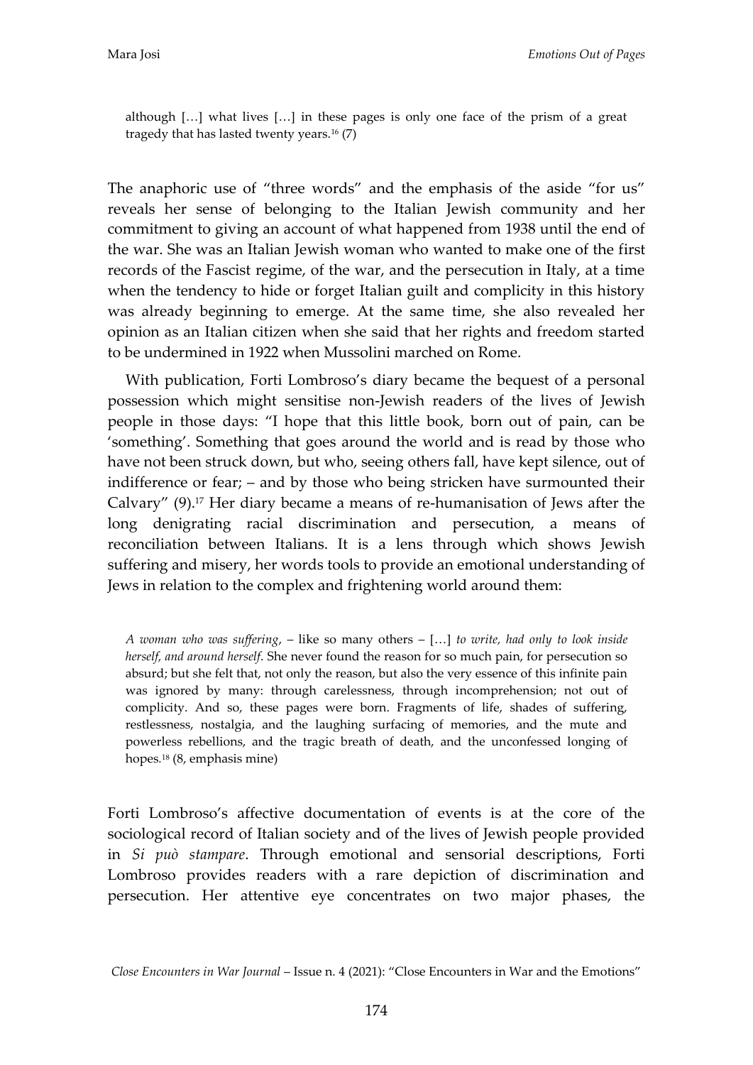> although […] what lives […] in these pages is only one face of the prism of a great tragedy that has lasted twenty years.[16] (7)

The anaphoric use of "three words" and the emphasis of the aside "for us" reveals her sense of belonging to the Italian Jewish community and her commitment to giving an account of what happened from 1938 until the end of the war. She was an Italian Jewish woman who wanted to make one of the first records of the Fascist regime, of the war, and the persecution in Italy, at a time when the tendency to hide or forget Italian guilt and complicity in this history was already beginning to emerge. At the same time, she also revealed her opinion as an Italian citizen when she said that her rights and freedom started to be undermined in 1922 when Mussolini marched on Rome.

With publication, Forti Lombroso's diary became the bequest of a personal possession which might sensitise non-Jewish readers of the lives of Jewish people in those days: "I hope that this little book, born out of pain, can be 'something'. Something that goes around the world and is read by those who have not been struck down, but who, seeing others fall, have kept silence, out of indifference or fear; – and by those who being stricken have surmounted their Calvary" (9).[17] Her diary became a means of re-humanisation of Jews after the long denigrating racial discrimination and persecution, a means of reconciliation between Italians. It is a lens through which shows Jewish suffering and misery, her words tools to provide an emotional understanding of Jews in relation to the complex and frightening world around them:

> *A woman who was suffering*, – like so many others – […] *to write, had only to look inside herself, and around herself*. She never found the reason for so much pain, for persecution so absurd; but she felt that, not only the reason, but also the very essence of this infinite pain was ignored by many: through carelessness, through incomprehension; not out of complicity. And so, these pages were born. Fragments of life, shades of suffering, restlessness, nostalgia, and the laughing surfacing of memories, and the mute and powerless rebellions, and the tragic breath of death, and the unconfessed longing of hopes.[18] (8, emphasis mine)

Forti Lombroso's affective documentation of events is at the core of the sociological record of Italian society and of the lives of Jewish people provided in *Si può stampare*. Through emotional and sensorial descriptions, Forti Lombroso provides readers with a rare depiction of discrimination and persecution. Her attentive eye concentrates on two major phases, the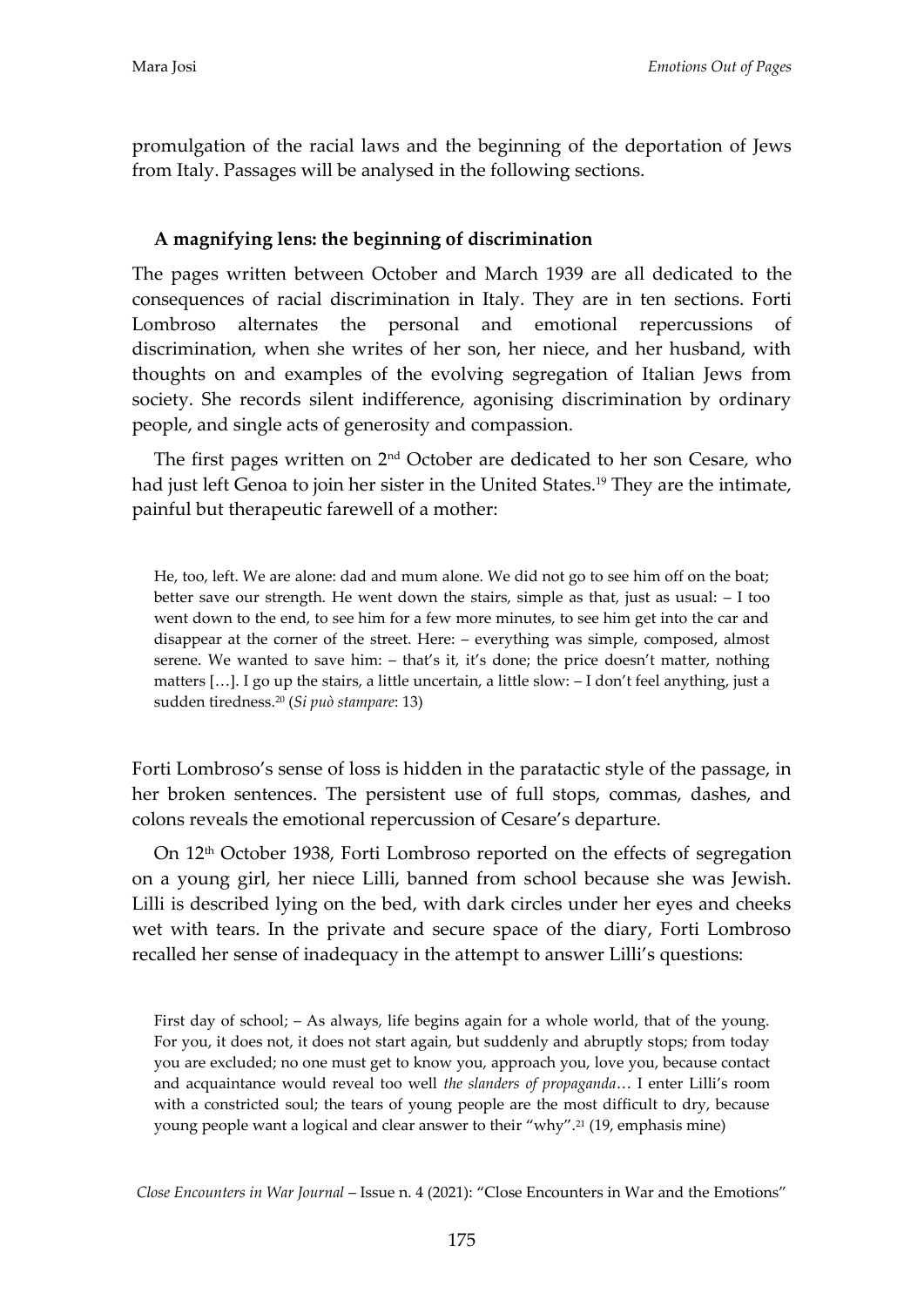promulgation of the racial laws and the beginning of the deportation of Jews from Italy. Passages will be analysed in the following sections.

### A magnifying lens: the beginning of discrimination

The pages written between October and March 1939 are all dedicated to the consequences of racial discrimination in Italy. They are in ten sections. Forti Lombroso alternates the personal and emotional repercussions of discrimination, when she writes of her son, her niece, and her husband, with thoughts on and examples of the evolving segregation of Italian Jews from society. She records silent indifference, agonising discrimination by ordinary people, and single acts of generosity and compassion.

The first pages written on 2nd October are dedicated to her son Cesare, who had just left Genoa to join her sister in the United States.[19] They are the intimate, painful but therapeutic farewell of a mother:

> He, too, left. We are alone: dad and mum alone. We did not go to see him off on the boat; better save our strength. He went down the stairs, simple as that, just as usual: – I too went down to the end, to see him for a few more minutes, to see him get into the car and disappear at the corner of the street. Here: – everything was simple, composed, almost serene. We wanted to save him: – that's it, it's done; the price doesn't matter, nothing matters […]. I go up the stairs, a little uncertain, a little slow: – I don't feel anything, just a sudden tiredness.[20] (*Si può stampare*: 13)

Forti Lombroso's sense of loss is hidden in the paratactic style of the passage, in her broken sentences. The persistent use of full stops, commas, dashes, and colons reveals the emotional repercussion of Cesare's departure.

On 12th October 1938, Forti Lombroso reported on the effects of segregation on a young girl, her niece Lilli, banned from school because she was Jewish. Lilli is described lying on the bed, with dark circles under her eyes and cheeks wet with tears. In the private and secure space of the diary, Forti Lombroso recalled her sense of inadequacy in the attempt to answer Lilli's questions:

> First day of school; – As always, life begins again for a whole world, that of the young. For you, it does not, it does not start again, but suddenly and abruptly stops; from today you are excluded; no one must get to know you, approach you, love you, because contact and acquaintance would reveal too well *the slanders of propaganda*… I enter Lilli's room with a constricted soul; the tears of young people are the most difficult to dry, because young people want a logical and clear answer to their "why".[21] (19, emphasis mine)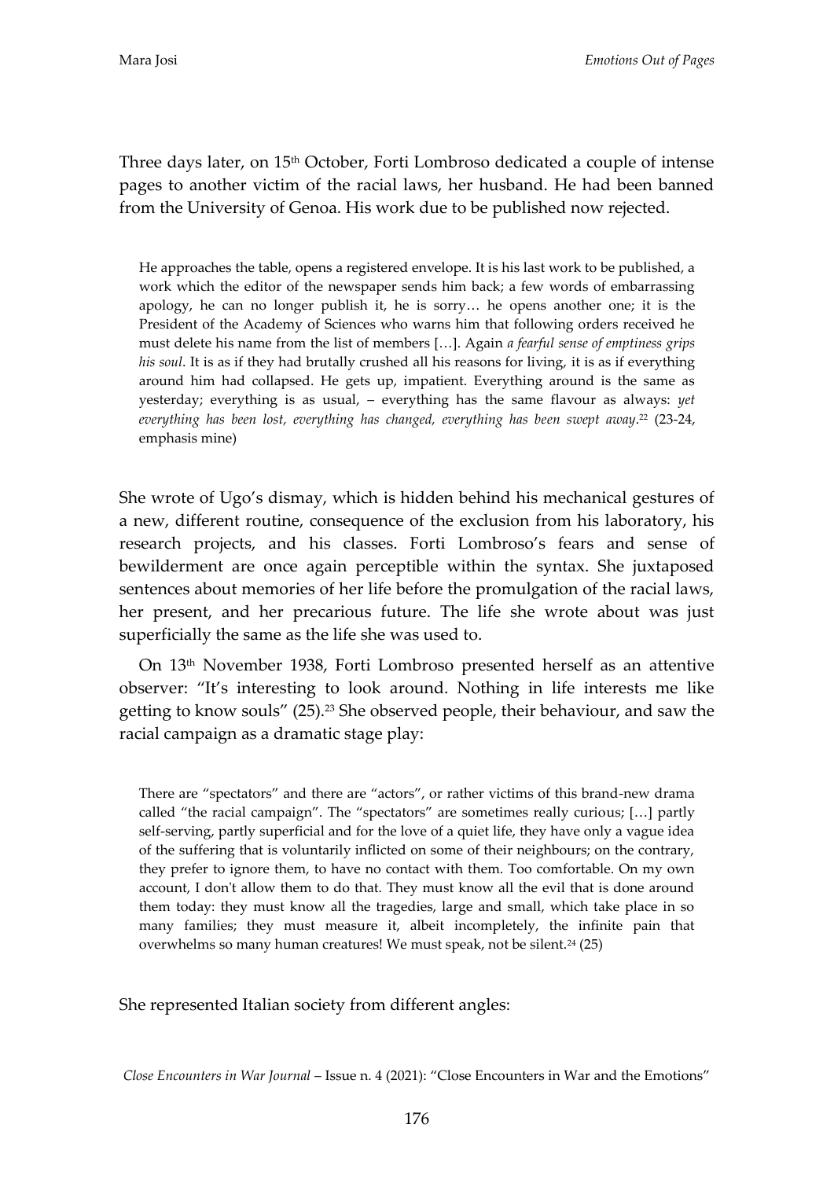Three days later, on 15th October, Forti Lombroso dedicated a couple of intense pages to another victim of the racial laws, her husband. He had been banned from the University of Genoa. His work due to be published now rejected.

> He approaches the table, opens a registered envelope. It is his last work to be published, a work which the editor of the newspaper sends him back; a few words of embarrassing apology, he can no longer publish it, he is sorry… he opens another one; it is the President of the Academy of Sciences who warns him that following orders received he must delete his name from the list of members […]. Again *a fearful sense of emptiness grips his soul*. It is as if they had brutally crushed all his reasons for living, it is as if everything around him had collapsed. He gets up, impatient. Everything around is the same as yesterday; everything is as usual, – everything has the same flavour as always: *yet everything has been lost, everything has changed, everything has been swept away*.[22] (23-24, emphasis mine)

She wrote of Ugo's dismay, which is hidden behind his mechanical gestures of a new, different routine, consequence of the exclusion from his laboratory, his research projects, and his classes. Forti Lombroso's fears and sense of bewilderment are once again perceptible within the syntax. She juxtaposed sentences about memories of her life before the promulgation of the racial laws, her present, and her precarious future. The life she wrote about was just superficially the same as the life she was used to.

On 13th November 1938, Forti Lombroso presented herself as an attentive observer: "It's interesting to look around. Nothing in life interests me like getting to know souls" (25).[23] She observed people, their behaviour, and saw the racial campaign as a dramatic stage play:

> There are "spectators" and there are "actors", or rather victims of this brand-new drama called "the racial campaign". The "spectators" are sometimes really curious; […] partly self-serving, partly superficial and for the love of a quiet life, they have only a vague idea of the suffering that is voluntarily inflicted on some of their neighbours; on the contrary, they prefer to ignore them, to have no contact with them. Too comfortable. On my own account, I don't allow them to do that. They must know all the evil that is done around them today: they must know all the tragedies, large and small, which take place in so many families; they must measure it, albeit incompletely, the infinite pain that overwhelms so many human creatures! We must speak, not be silent.[24] (25)

She represented Italian society from different angles: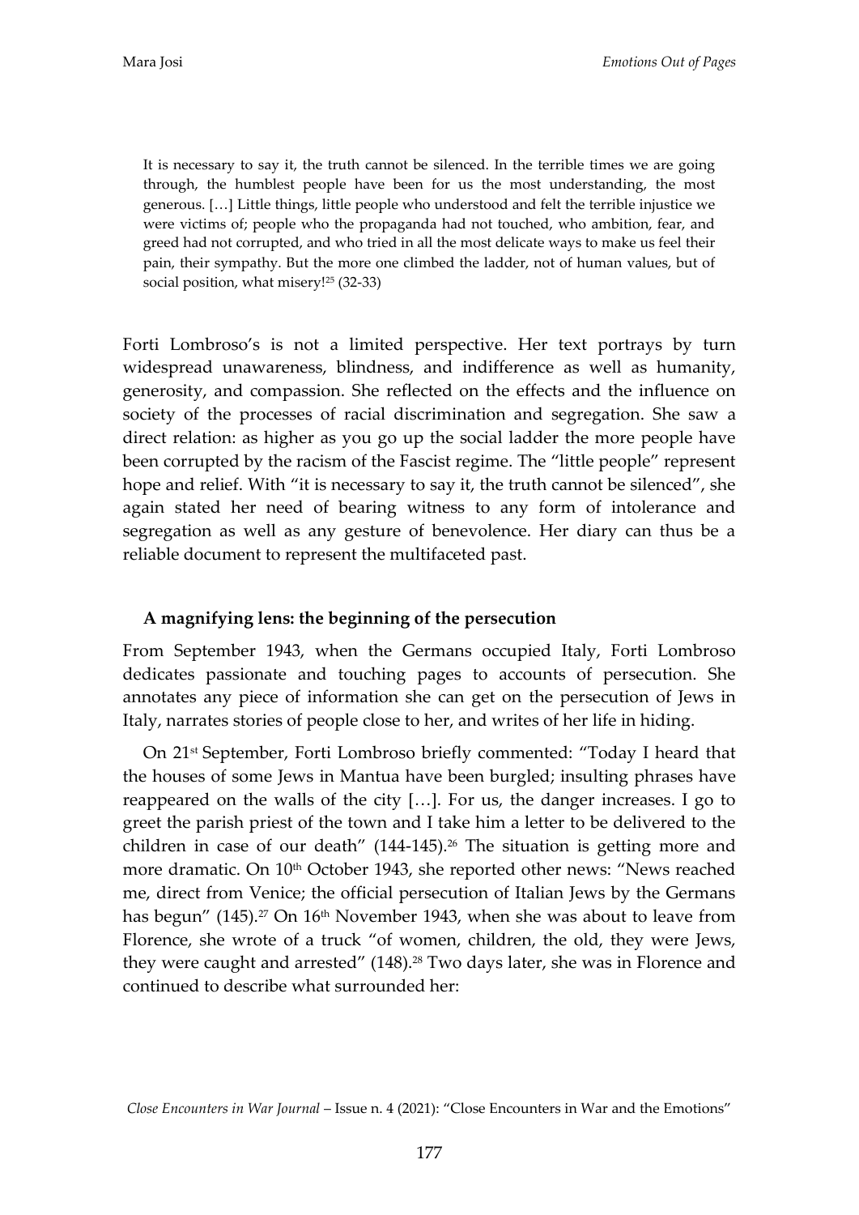> It is necessary to say it, the truth cannot be silenced. In the terrible times we are going through, the humblest people have been for us the most understanding, the most generous. […] Little things, little people who understood and felt the terrible injustice we were victims of; people who the propaganda had not touched, who ambition, fear, and greed had not corrupted, and who tried in all the most delicate ways to make us feel their pain, their sympathy. But the more one climbed the ladder, not of human values, but of social position, what misery![25] (32-33)

Forti Lombroso's is not a limited perspective. Her text portrays by turn widespread unawareness, blindness, and indifference as well as humanity, generosity, and compassion. She reflected on the effects and the influence on society of the processes of racial discrimination and segregation. She saw a direct relation: as higher as you go up the social ladder the more people have been corrupted by the racism of the Fascist regime. The "little people" represent hope and relief. With "it is necessary to say it, the truth cannot be silenced", she again stated her need of bearing witness to any form of intolerance and segregation as well as any gesture of benevolence. Her diary can thus be a reliable document to represent the multifaceted past.

### A magnifying lens: the beginning of the persecution

From September 1943, when the Germans occupied Italy, Forti Lombroso dedicates passionate and touching pages to accounts of persecution. She annotates any piece of information she can get on the persecution of Jews in Italy, narrates stories of people close to her, and writes of her life in hiding.

On 21st September, Forti Lombroso briefly commented: "Today I heard that the houses of some Jews in Mantua have been burgled; insulting phrases have reappeared on the walls of the city […]. For us, the danger increases. I go to greet the parish priest of the town and I take him a letter to be delivered to the children in case of our death" (144-145).[26] The situation is getting more and more dramatic. On 10th October 1943, she reported other news: "News reached me, direct from Venice; the official persecution of Italian Jews by the Germans has begun" (145).[27] On 16th November 1943, when she was about to leave from Florence, she wrote of a truck "of women, children, the old, they were Jews, they were caught and arrested" (148).[28] Two days later, she was in Florence and continued to describe what surrounded her: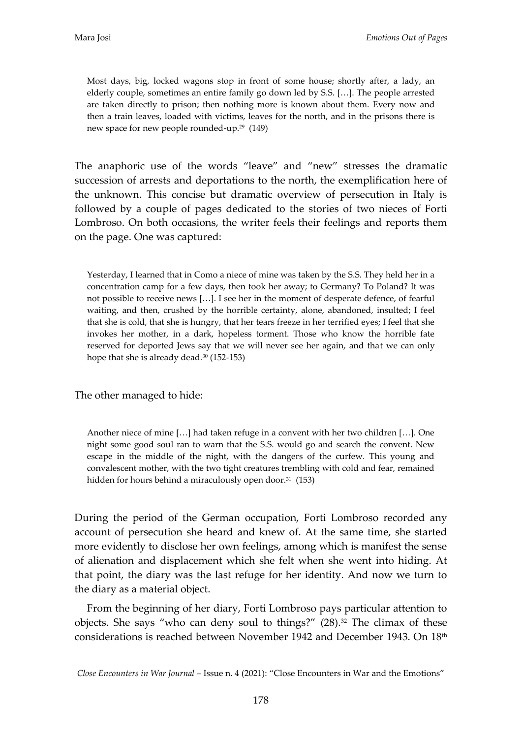> Most days, big, locked wagons stop in front of some house; shortly after, a lady, an elderly couple, sometimes an entire family go down led by S.S. […]. The people arrested are taken directly to prison; then nothing more is known about them. Every now and then a train leaves, loaded with victims, leaves for the north, and in the prisons there is new space for new people rounded-up.[29] (149)

The anaphoric use of the words "leave" and "new" stresses the dramatic succession of arrests and deportations to the north, the exemplification here of the unknown. This concise but dramatic overview of persecution in Italy is followed by a couple of pages dedicated to the stories of two nieces of Forti Lombroso. On both occasions, the writer feels their feelings and reports them on the page. One was captured:

> Yesterday, I learned that in Como a niece of mine was taken by the S.S. They held her in a concentration camp for a few days, then took her away; to Germany? To Poland? It was not possible to receive news […]. I see her in the moment of desperate defence, of fearful waiting, and then, crushed by the horrible certainty, alone, abandoned, insulted; I feel that she is cold, that she is hungry, that her tears freeze in her terrified eyes; I feel that she invokes her mother, in a dark, hopeless torment. Those who know the horrible fate reserved for deported Jews say that we will never see her again, and that we can only hope that she is already dead.[30] (152-153)

The other managed to hide:

> Another niece of mine […] had taken refuge in a convent with her two children […]. One night some good soul ran to warn that the S.S. would go and search the convent. New escape in the middle of the night, with the dangers of the curfew. This young and convalescent mother, with the two tight creatures trembling with cold and fear, remained hidden for hours behind a miraculously open door.[31] (153)

During the period of the German occupation, Forti Lombroso recorded any account of persecution she heard and knew of. At the same time, she started more evidently to disclose her own feelings, among which is manifest the sense of alienation and displacement which she felt when she went into hiding. At that point, the diary was the last refuge for her identity. And now we turn to the diary as a material object.

From the beginning of her diary, Forti Lombroso pays particular attention to objects. She says "who can deny soul to things?" (28).[32] The climax of these considerations is reached between November 1942 and December 1943. On 18th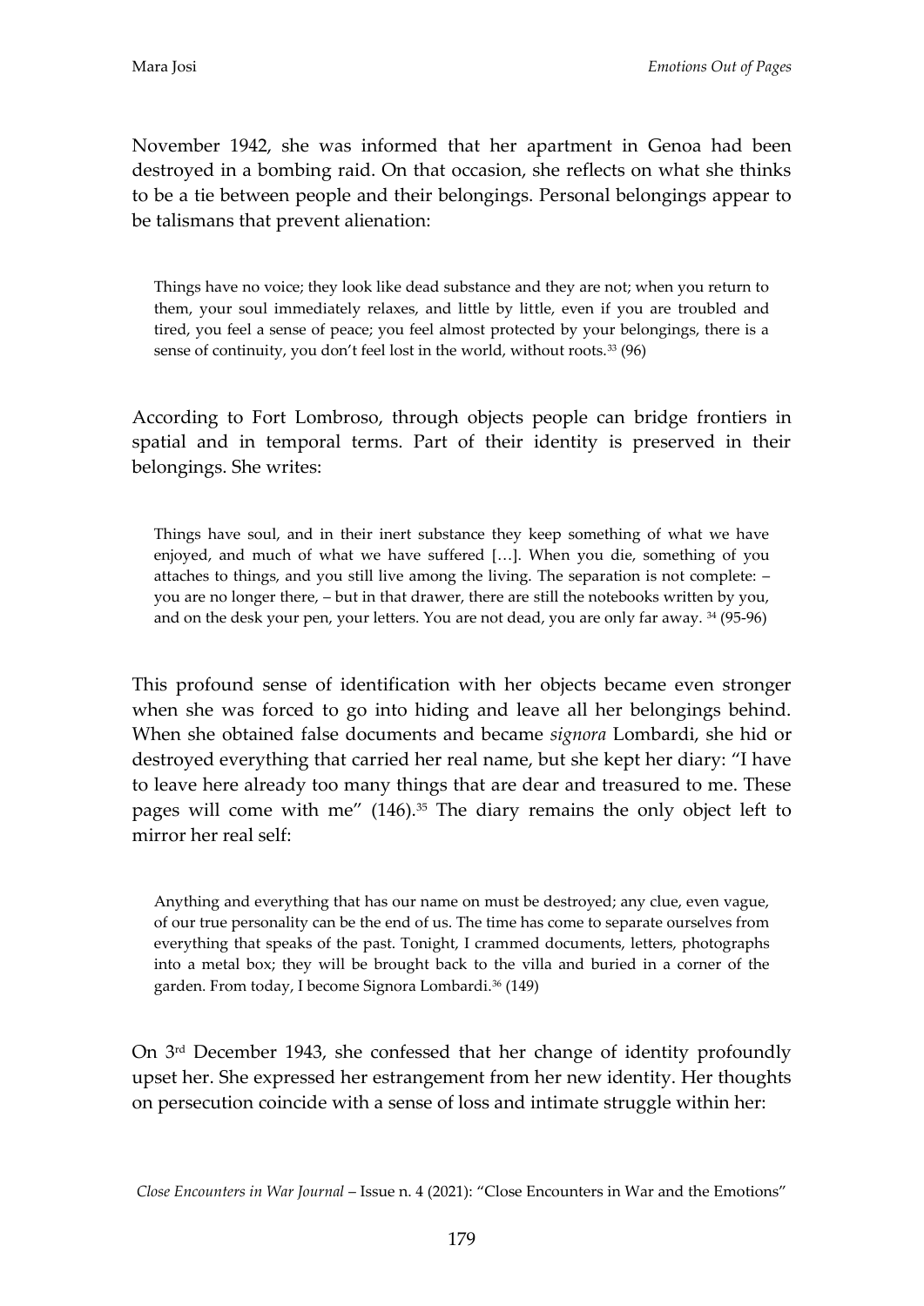November 1942, she was informed that her apartment in Genoa had been destroyed in a bombing raid. On that occasion, she reflects on what she thinks to be a tie between people and their belongings. Personal belongings appear to be talismans that prevent alienation:

> Things have no voice; they look like dead substance and they are not; when you return to them, your soul immediately relaxes, and little by little, even if you are troubled and tired, you feel a sense of peace; you feel almost protected by your belongings, there is a sense of continuity, you don't feel lost in the world, without roots.[33] (96)

According to Fort Lombroso, through objects people can bridge frontiers in spatial and in temporal terms. Part of their identity is preserved in their belongings. She writes:

> Things have soul, and in their inert substance they keep something of what we have enjoyed, and much of what we have suffered […]. When you die, something of you attaches to things, and you still live among the living. The separation is not complete: – you are no longer there, – but in that drawer, there are still the notebooks written by you, and on the desk your pen, your letters. You are not dead, you are only far away. [34] (95-96)

This profound sense of identification with her objects became even stronger when she was forced to go into hiding and leave all her belongings behind. When she obtained false documents and became *signora* Lombardi, she hid or destroyed everything that carried her real name, but she kept her diary: "I have to leave here already too many things that are dear and treasured to me. These pages will come with me" (146).[35] The diary remains the only object left to mirror her real self:

> Anything and everything that has our name on must be destroyed; any clue, even vague, of our true personality can be the end of us. The time has come to separate ourselves from everything that speaks of the past. Tonight, I crammed documents, letters, photographs into a metal box; they will be brought back to the villa and buried in a corner of the garden. From today, I become Signora Lombardi.[36] (149)

On 3rd December 1943, she confessed that her change of identity profoundly upset her. She expressed her estrangement from her new identity. Her thoughts on persecution coincide with a sense of loss and intimate struggle within her: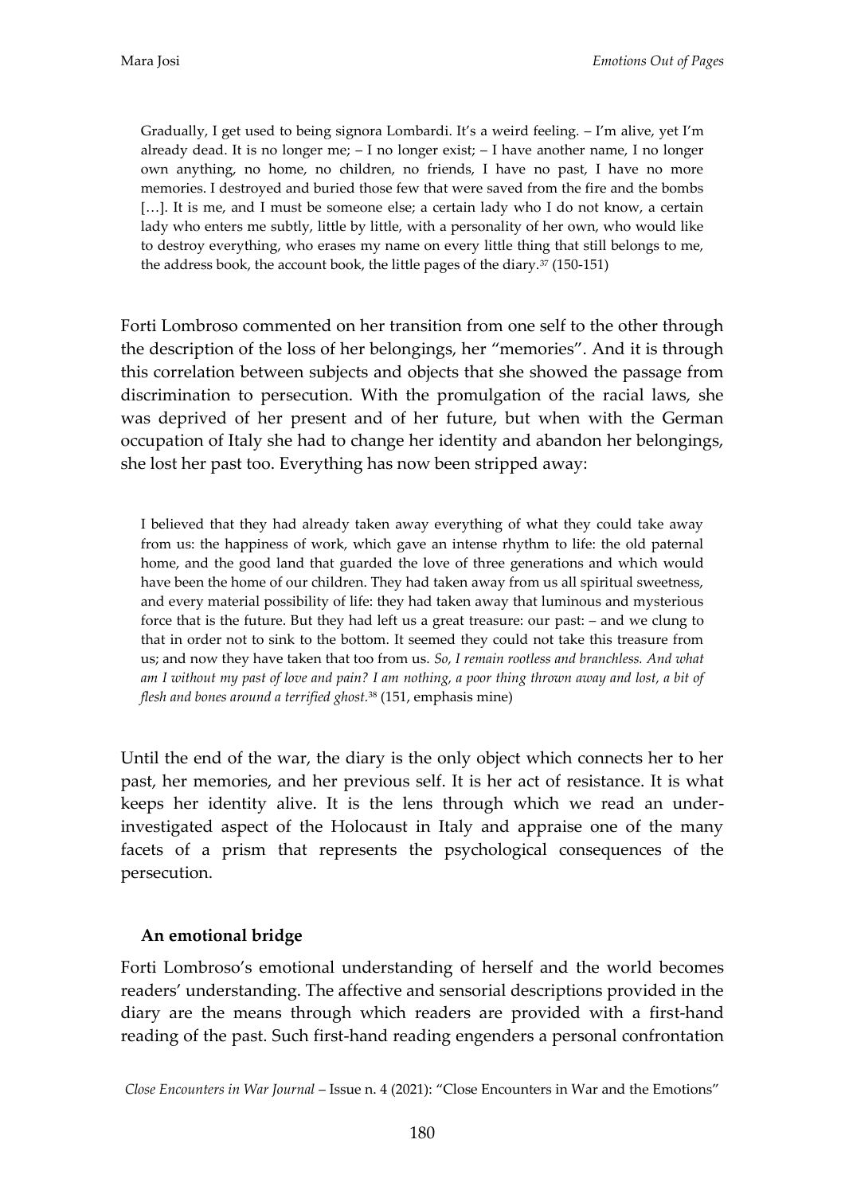> Gradually, I get used to being signora Lombardi. It's a weird feeling. – I'm alive, yet I'm already dead. It is no longer me; – I no longer exist; – I have another name, I no longer own anything, no home, no children, no friends, I have no past, I have no more memories. I destroyed and buried those few that were saved from the fire and the bombs […]. It is me, and I must be someone else; a certain lady who I do not know, a certain lady who enters me subtly, little by little, with a personality of her own, who would like to destroy everything, who erases my name on every little thing that still belongs to me, the address book, the account book, the little pages of the diary.[37] (150-151)

Forti Lombroso commented on her transition from one self to the other through the description of the loss of her belongings, her "memories". And it is through this correlation between subjects and objects that she showed the passage from discrimination to persecution. With the promulgation of the racial laws, she was deprived of her present and of her future, but when with the German occupation of Italy she had to change her identity and abandon her belongings, she lost her past too. Everything has now been stripped away:

> I believed that they had already taken away everything of what they could take away from us: the happiness of work, which gave an intense rhythm to life: the old paternal home, and the good land that guarded the love of three generations and which would have been the home of our children. They had taken away from us all spiritual sweetness, and every material possibility of life: they had taken away that luminous and mysterious force that is the future. But they had left us a great treasure: our past: – and we clung to that in order not to sink to the bottom. It seemed they could not take this treasure from us; and now they have taken that too from us. *So, I remain rootless and branchless. And what am I without my past of love and pain? I am nothing, a poor thing thrown away and lost, a bit of flesh and bones around a terrified ghost.*[38] (151, emphasis mine)

Until the end of the war, the diary is the only object which connects her to her past, her memories, and her previous self. It is her act of resistance. It is what keeps her identity alive. It is the lens through which we read an under-investigated aspect of the Holocaust in Italy and appraise one of the many facets of a prism that represents the psychological consequences of the persecution.

### An emotional bridge

Forti Lombroso's emotional understanding of herself and the world becomes readers' understanding. The affective and sensorial descriptions provided in the diary are the means through which readers are provided with a first-hand reading of the past. Such first-hand reading engenders a personal confrontation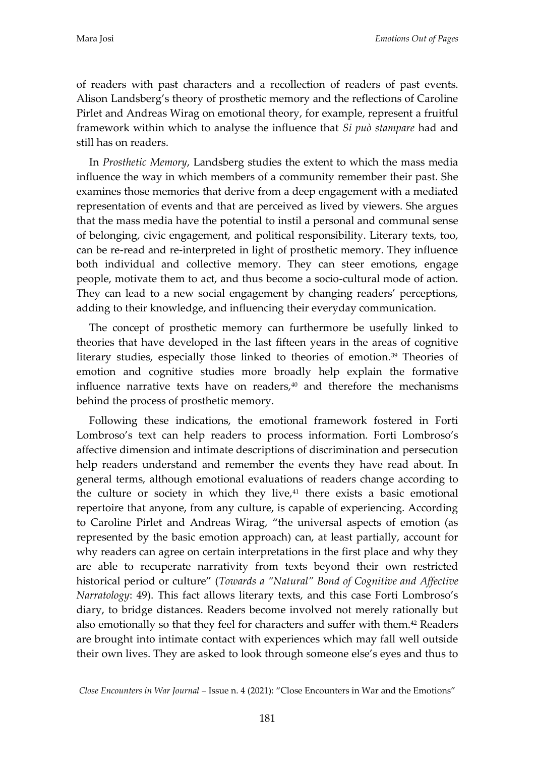of readers with past characters and a recollection of readers of past events. Alison Landsberg's theory of prosthetic memory and the reflections of Caroline Pirlet and Andreas Wirag on emotional theory, for example, represent a fruitful framework within which to analyse the influence that *Si può stampare* had and still has on readers.

In *Prosthetic Memory*, Landsberg studies the extent to which the mass media influence the way in which members of a community remember their past. She examines those memories that derive from a deep engagement with a mediated representation of events and that are perceived as lived by viewers. She argues that the mass media have the potential to instil a personal and communal sense of belonging, civic engagement, and political responsibility. Literary texts, too, can be re-read and re-interpreted in light of prosthetic memory. They influence both individual and collective memory. They can steer emotions, engage people, motivate them to act, and thus become a socio-cultural mode of action. They can lead to a new social engagement by changing readers' perceptions, adding to their knowledge, and influencing their everyday communication.

The concept of prosthetic memory can furthermore be usefully linked to theories that have developed in the last fifteen years in the areas of cognitive literary studies, especially those linked to theories of emotion.[39] Theories of emotion and cognitive studies more broadly help explain the formative influence narrative texts have on readers,[40] and therefore the mechanisms behind the process of prosthetic memory.

Following these indications, the emotional framework fostered in Forti Lombroso's text can help readers to process information. Forti Lombroso's affective dimension and intimate descriptions of discrimination and persecution help readers understand and remember the events they have read about. In general terms, although emotional evaluations of readers change according to the culture or society in which they live,[41] there exists a basic emotional repertoire that anyone, from any culture, is capable of experiencing. According to Caroline Pirlet and Andreas Wirag, "the universal aspects of emotion (as represented by the basic emotion approach) can, at least partially, account for why readers can agree on certain interpretations in the first place and why they are able to recuperate narrativity from texts beyond their own restricted historical period or culture" (*Towards a "Natural" Bond of Cognitive and Affective Narratology*: 49). This fact allows literary texts, and this case Forti Lombroso's diary, to bridge distances. Readers become involved not merely rationally but also emotionally so that they feel for characters and suffer with them.[42] Readers are brought into intimate contact with experiences which may fall well outside their own lives. They are asked to look through someone else's eyes and thus to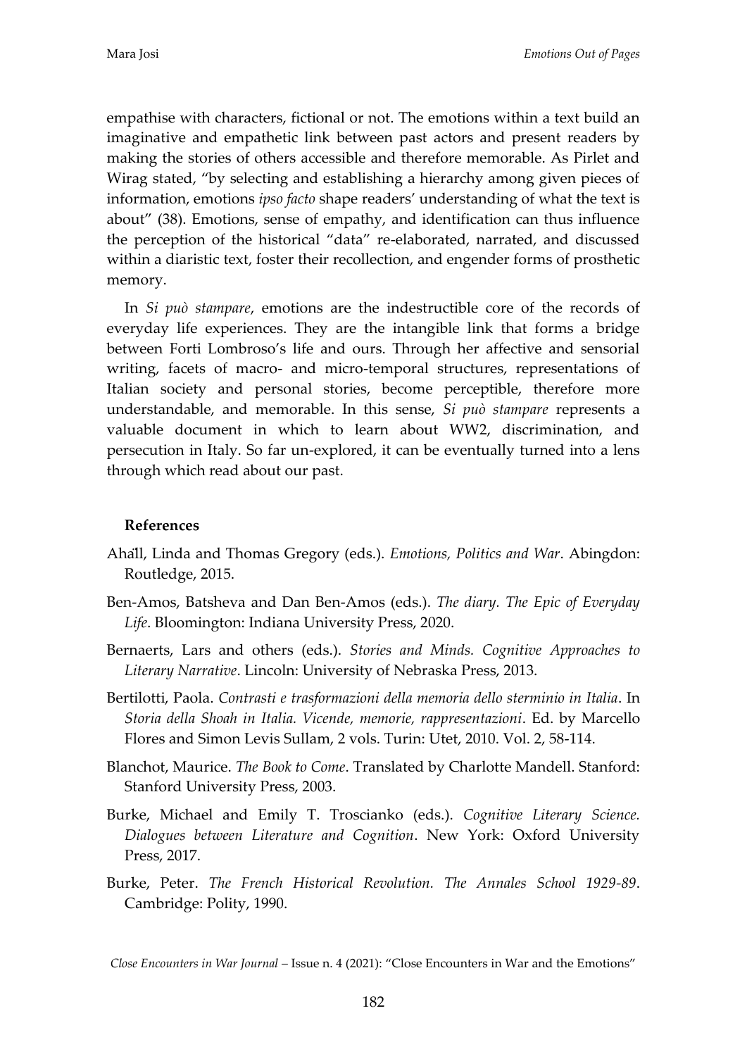empathise with characters, fictional or not. The emotions within a text build an imaginative and empathetic link between past actors and present readers by making the stories of others accessible and therefore memorable. As Pirlet and Wirag stated, "by selecting and establishing a hierarchy among given pieces of information, emotions *ipso facto* shape readers' understanding of what the text is about" (38). Emotions, sense of empathy, and identification can thus influence the perception of the historical "data" re-elaborated, narrated, and discussed within a diaristic text, foster their recollection, and engender forms of prosthetic memory.

In *Si può stampare*, emotions are the indestructible core of the records of everyday life experiences. They are the intangible link that forms a bridge between Forti Lombroso's life and ours. Through her affective and sensorial writing, facets of macro- and micro-temporal structures, representations of Italian society and personal stories, become perceptible, therefore more understandable, and memorable. In this sense, *Si può stampare* represents a valuable document in which to learn about WW2, discrimination, and persecution in Italy. So far un-explored, it can be eventually turned into a lens through which read about our past.

### References

Ahäll, Linda and Thomas Gregory (eds.). *Emotions, Politics and War*. Abingdon: Routledge, 2015.

Ben-Amos, Batsheva and Dan Ben-Amos (eds.). *The diary. The Epic of Everyday Life*. Bloomington: Indiana University Press, 2020.

Bernaerts, Lars and others (eds.). *Stories and Minds. Cognitive Approaches to Literary Narrative*. Lincoln: University of Nebraska Press, 2013.

Bertilotti, Paola. *Contrasti e trasformazioni della memoria dello sterminio in Italia*. In *Storia della Shoah in Italia. Vicende, memorie, rappresentazioni*. Ed. by Marcello Flores and Simon Levis Sullam, 2 vols. Turin: Utet, 2010. Vol. 2, 58-114.

Blanchot, Maurice. *The Book to Come*. Translated by Charlotte Mandell. Stanford: Stanford University Press, 2003.

Burke, Michael and Emily T. Troscianko (eds.). *Cognitive Literary Science. Dialogues between Literature and Cognition*. New York: Oxford University Press, 2017.

Burke, Peter. *The French Historical Revolution. The Annales School 1929-89*. Cambridge: Polity, 1990.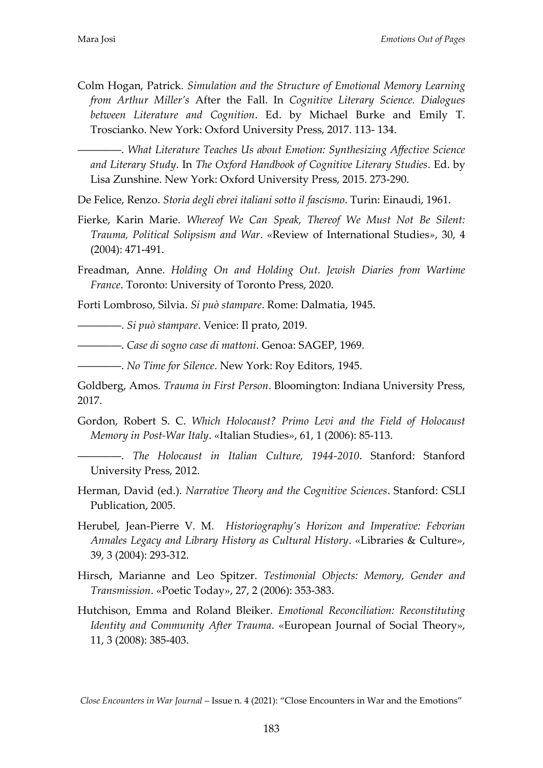Colm Hogan, Patrick. *Simulation and the Structure of Emotional Memory Learning from Arthur Miller's* After the Fall. In *Cognitive Literary Science. Dialogues between Literature and Cognition*. Ed. by Michael Burke and Emily T. Troscianko. New York: Oxford University Press, 2017. 113- 134.

————. *What Literature Teaches Us about Emotion: Synthesizing Affective Science and Literary Study*. In *The Oxford Handbook of Cognitive Literary Studies*. Ed. by Lisa Zunshine. New York: Oxford University Press, 2015. 273-290.

De Felice, Renzo. *Storia degli ebrei italiani sotto il fascismo*. Turin: Einaudi, 1961.

Fierke, Karin Marie. *Whereof We Can Speak, Thereof We Must Not Be Silent: Trauma, Political Solipsism and War*. «Review of International Studies», 30, 4 (2004): 471-491.

Freadman, Anne. *Holding On and Holding Out. Jewish Diaries from Wartime France*. Toronto: University of Toronto Press, 2020.

Forti Lombroso, Silvia. *Si può stampare*. Rome: Dalmatia, 1945.

————. *Si può stampare*. Venice: Il prato, 2019.

————. *Case di sogno case di mattoni*. Genoa: SAGEP, 1969.

————. *No Time for Silence*. New York: Roy Editors, 1945.

Goldberg, Amos. *Trauma in First Person*. Bloomington: Indiana University Press, 2017.

Gordon, Robert S. C. *Which Holocaust? Primo Levi and the Field of Holocaust Memory in Post-War Italy*. «Italian Studies», 61, 1 (2006): 85-113.

————. *The Holocaust in Italian Culture, 1944-2010*. Stanford: Stanford University Press, 2012.

Herman, David (ed.). *Narrative Theory and the Cognitive Sciences*. Stanford: CSLI Publication, 2005.

Herubel, Jean-Pierre V. M. *Historiography's Horizon and Imperative: Febvrian Annales Legacy and Library History as Cultural History*. «Libraries & Culture», 39, 3 (2004): 293-312.

Hirsch, Marianne and Leo Spitzer. *Testimonial Objects: Memory, Gender and Transmission*. «Poetic Today», 27, 2 (2006): 353-383.

Hutchison, Emma and Roland Bleiker. *Emotional Reconciliation: Reconstituting Identity and Community After Trauma*. «European Journal of Social Theory», 11, 3 (2008): 385-403.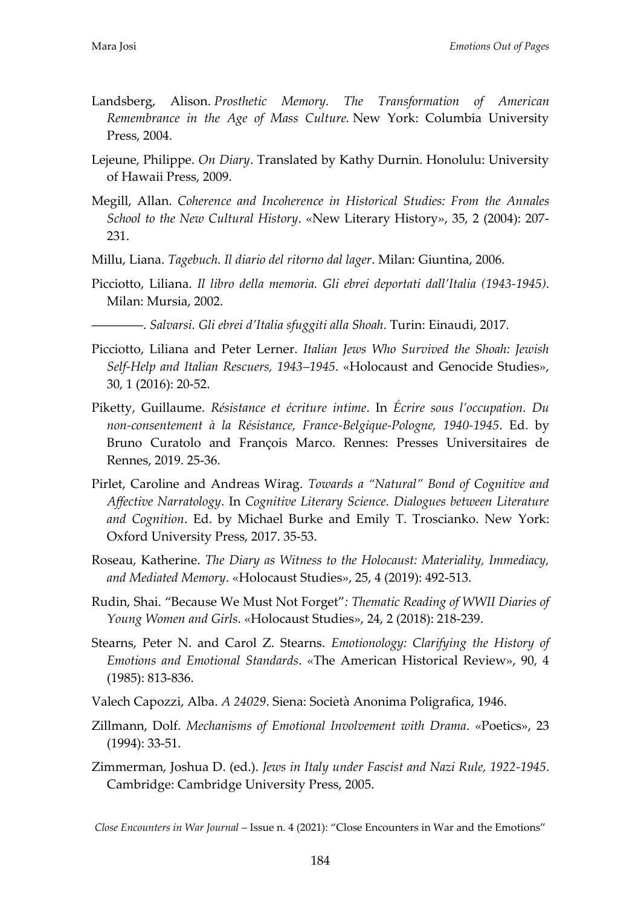Landsberg, Alison. *Prosthetic Memory. The Transformation of American Remembrance in the Age of Mass Culture.* New York: Columbia University Press, 2004.

Lejeune, Philippe. *On Diary*. Translated by Kathy Durnin. Honolulu: University of Hawaii Press, 2009.

Megill, Allan. *Coherence and Incoherence in Historical Studies: From the Annales School to the New Cultural History*. «New Literary History», 35, 2 (2004): 207-231.

Millu, Liana. *Tagebuch. Il diario del ritorno dal lager*. Milan: Giuntina, 2006.

Picciotto, Liliana. *Il libro della memoria. Gli ebrei deportati dall'Italia (1943-1945)*. Milan: Mursia, 2002.

————. *Salvarsi. Gli ebrei d'Italia sfuggiti alla Shoah*. Turin: Einaudi, 2017.

Picciotto, Liliana and Peter Lerner. *Italian Jews Who Survived the Shoah: Jewish Self-Help and Italian Rescuers, 1943–1945*. «Holocaust and Genocide Studies», 30, 1 (2016): 20-52.

Piketty, Guillaume. *Résistance et écriture intime*. In *Écrire sous l'occupation. Du non-consentement à la Résistance, France-Belgique-Pologne, 1940-1945*. Ed. by Bruno Curatolo and François Marco. Rennes: Presses Universitaires de Rennes, 2019. 25-36.

Pirlet, Caroline and Andreas Wirag. *Towards a "Natural" Bond of Cognitive and Affective Narratology*. In *Cognitive Literary Science. Dialogues between Literature and Cognition*. Ed. by Michael Burke and Emily T. Troscianko. New York: Oxford University Press, 2017. 35-53.

Roseau, Katherine. *The Diary as Witness to the Holocaust: Materiality, Immediacy, and Mediated Memory*. «Holocaust Studies», 25, 4 (2019): 492-513.

Rudin, Shai. "Because We Must Not Forget"*: Thematic Reading of WWII Diaries of Young Women and Girls*. «Holocaust Studies», 24, 2 (2018): 218-239.

Stearns, Peter N. and Carol Z. Stearns. *Emotionology: Clarifying the History of Emotions and Emotional Standards*. «The American Historical Review», 90, 4 (1985): 813-836.

Valech Capozzi, Alba. *A 24029*. Siena: Società Anonima Poligrafica, 1946.

Zillmann, Dolf. *Mechanisms of Emotional Involvement with Drama*. «Poetics», 23 (1994): 33-51.

Zimmerman, Joshua D. (ed.). *Jews in Italy under Fascist and Nazi Rule, 1922-1945*. Cambridge: Cambridge University Press, 2005.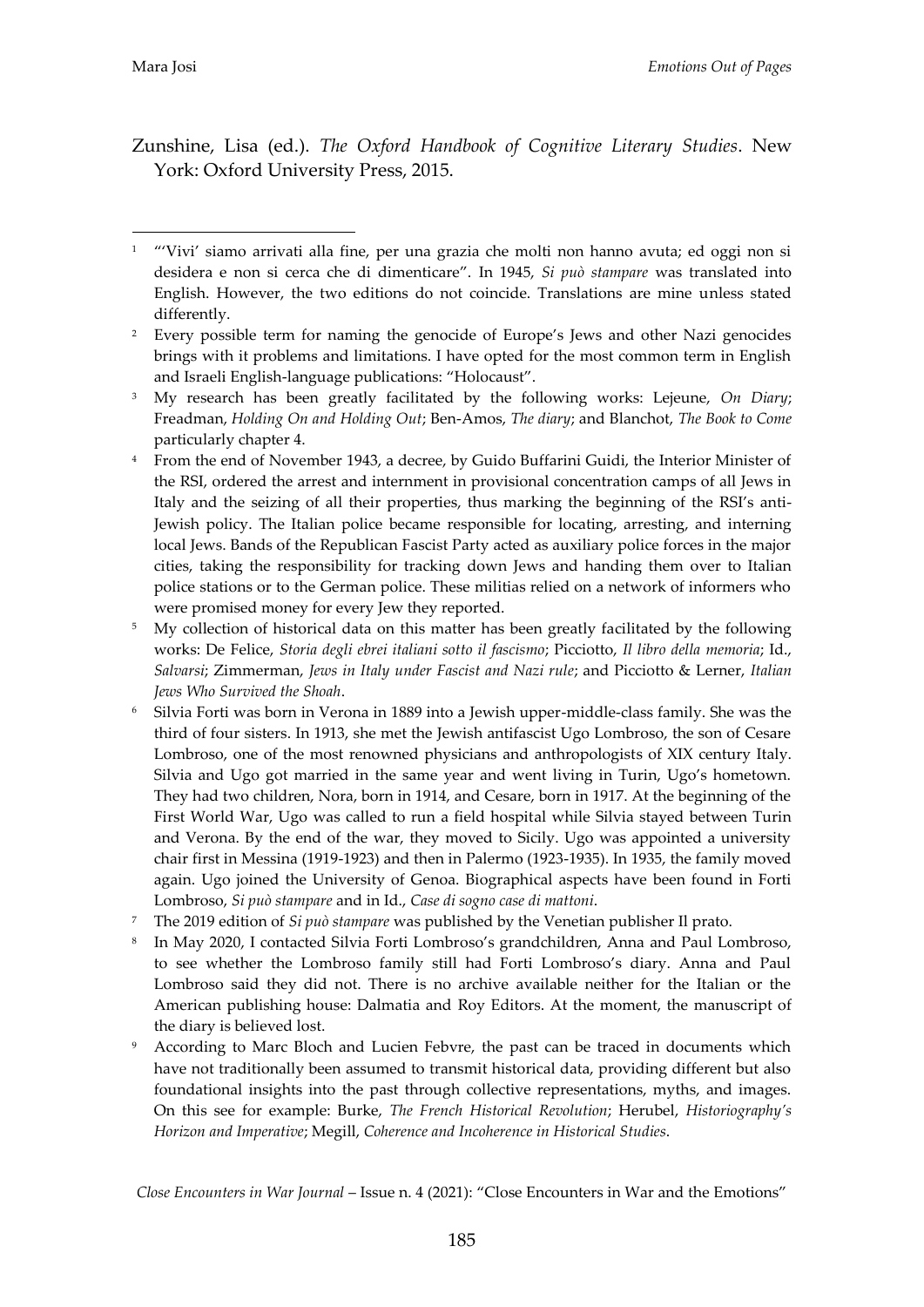Zunshine, Lisa (ed.). *The Oxford Handbook of Cognitive Literary Studies*. New York: Oxford University Press, 2015.

---

[1] "'Vivi' siamo arrivati alla fine, per una grazia che molti non hanno avuta; ed oggi non si desidera e non si cerca che di dimenticare". In 1945, *Si può stampare* was translated into English. However, the two editions do not coincide. Translations are mine unless stated differently.

[2] Every possible term for naming the genocide of Europe's Jews and other Nazi genocides brings with it problems and limitations. I have opted for the most common term in English and Israeli English-language publications: "Holocaust".

[3] My research has been greatly facilitated by the following works: Lejeune, *On Diary*; Freadman, *Holding On and Holding Out*; Ben-Amos, *The diary*; and Blanchot, *The Book to Come* particularly chapter 4.

[4] From the end of November 1943, a decree, by Guido Buffarini Guidi, the Interior Minister of the RSI, ordered the arrest and internment in provisional concentration camps of all Jews in Italy and the seizing of all their properties, thus marking the beginning of the RSI's anti-Jewish policy. The Italian police became responsible for locating, arresting, and interning local Jews. Bands of the Republican Fascist Party acted as auxiliary police forces in the major cities, taking the responsibility for tracking down Jews and handing them over to Italian police stations or to the German police. These militias relied on a network of informers who were promised money for every Jew they reported.

[5] My collection of historical data on this matter has been greatly facilitated by the following works: De Felice, *Storia degli ebrei italiani sotto il fascismo*; Picciotto, *Il libro della memoria*; Id., *Salvarsi*; Zimmerman, *Jews in Italy under Fascist and Nazi rule*; and Picciotto & Lerner, *Italian Jews Who Survived the Shoah*.

[6] Silvia Forti was born in Verona in 1889 into a Jewish upper-middle-class family. She was the third of four sisters. In 1913, she met the Jewish antifascist Ugo Lombroso, the son of Cesare Lombroso, one of the most renowned physicians and anthropologists of XIX century Italy. Silvia and Ugo got married in the same year and went living in Turin, Ugo's hometown. They had two children, Nora, born in 1914, and Cesare, born in 1917. At the beginning of the First World War, Ugo was called to run a field hospital while Silvia stayed between Turin and Verona. By the end of the war, they moved to Sicily. Ugo was appointed a university chair first in Messina (1919-1923) and then in Palermo (1923-1935). In 1935, the family moved again. Ugo joined the University of Genoa. Biographical aspects have been found in Forti Lombroso, *Si può stampare* and in Id., *Case di sogno case di mattoni*.

[7] The 2019 edition of *Si può stampare* was published by the Venetian publisher Il prato.

[8] In May 2020, I contacted Silvia Forti Lombroso's grandchildren, Anna and Paul Lombroso, to see whether the Lombroso family still had Forti Lombroso's diary. Anna and Paul Lombroso said they did not. There is no archive available neither for the Italian or the American publishing house: Dalmatia and Roy Editors. At the moment, the manuscript of the diary is believed lost.

[9] According to Marc Bloch and Lucien Febvre, the past can be traced in documents which have not traditionally been assumed to transmit historical data, providing different but also foundational insights into the past through collective representations, myths, and images. On this see for example: Burke, *The French Historical Revolution*; Herubel, *Historiography's Horizon and Imperative*; Megill, *Coherence and Incoherence in Historical Studies*.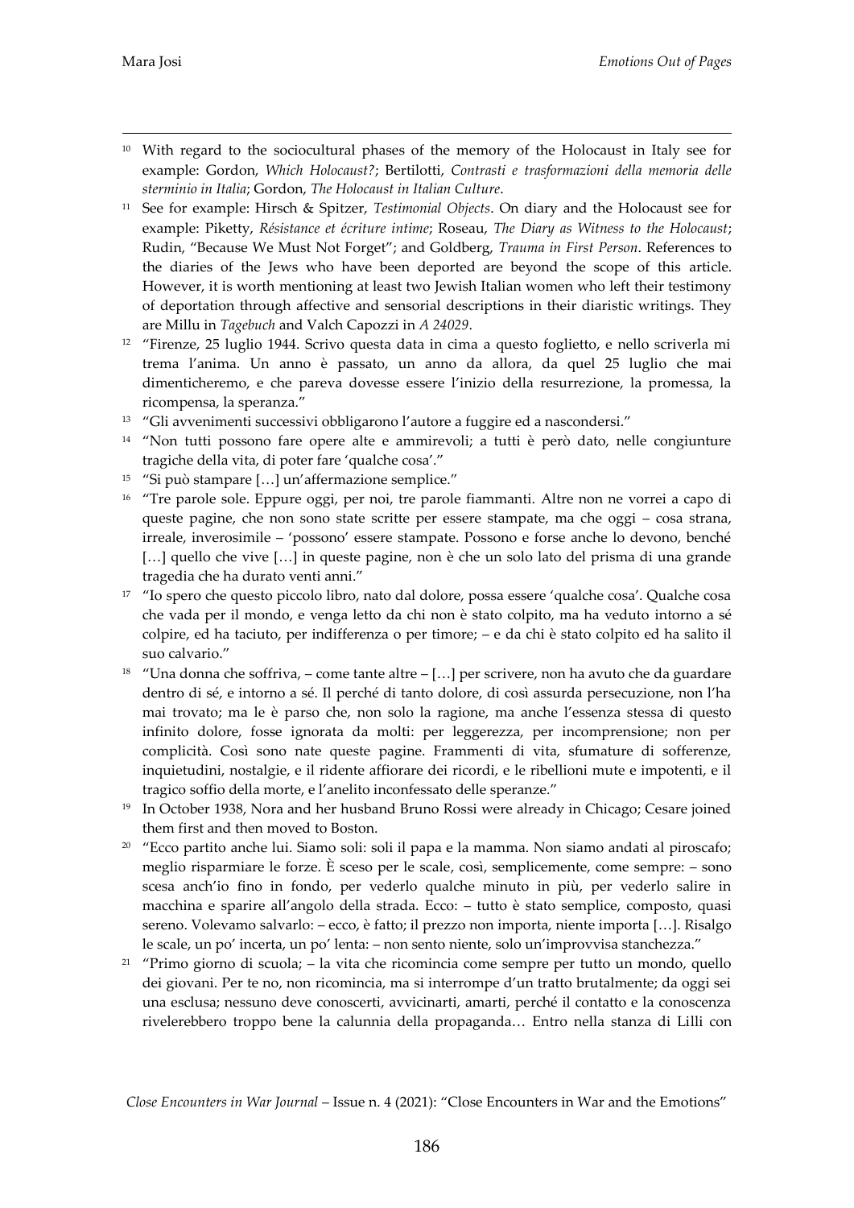[10] With regard to the sociocultural phases of the memory of the Holocaust in Italy see for example: Gordon, *Which Holocaust?*; Bertilotti, *Contrasti e trasformazioni della memoria delle sterminio in Italia*; Gordon, *The Holocaust in Italian Culture*.

[11] See for example: Hirsch & Spitzer, *Testimonial Objects*. On diary and the Holocaust see for example: Piketty, *Résistance et écriture intime*; Roseau, *The Diary as Witness to the Holocaust*; Rudin, "Because We Must Not Forget"; and Goldberg, *Trauma in First Person*. References to the diaries of the Jews who have been deported are beyond the scope of this article. However, it is worth mentioning at least two Jewish Italian women who left their testimony of deportation through affective and sensorial descriptions in their diaristic writings. They are Millu in *Tagebuch* and Valch Capozzi in *A 24029*.

[12] "Firenze, 25 luglio 1944. Scrivo questa data in cima a questo foglietto, e nello scriverla mi trema l'anima. Un anno è passato, un anno da allora, da quel 25 luglio che mai dimenticheremo, e che pareva dovesse essere l'inizio della resurrezione, la promessa, la ricompensa, la speranza."

[13] "Gli avvenimenti successivi obbligarono l'autore a fuggire ed a nascondersi."

[14] "Non tutti possono fare opere alte e ammirevoli; a tutti è però dato, nelle congiunture tragiche della vita, di poter fare 'qualche cosa'."

[15] "Si può stampare […] un'affermazione semplice."

[16] "Tre parole sole. Eppure oggi, per noi, tre parole fiammanti. Altre non ne vorrei a capo di queste pagine, che non sono state scritte per essere stampate, ma che oggi – cosa strana, irreale, inverosimile – 'possono' essere stampate. Possono e forse anche lo devono, benché […] quello che vive […] in queste pagine, non è che un solo lato del prisma di una grande tragedia che ha durato venti anni."

[17] "Io spero che questo piccolo libro, nato dal dolore, possa essere 'qualche cosa'. Qualche cosa che vada per il mondo, e venga letto da chi non è stato colpito, ma ha veduto intorno a sé colpire, ed ha taciuto, per indifferenza o per timore; – e da chi è stato colpito ed ha salito il suo calvario."

[18] "Una donna che soffriva, – come tante altre – […] per scrivere, non ha avuto che da guardare dentro di sé, e intorno a sé. Il perché di tanto dolore, di così assurda persecuzione, non l'ha mai trovato; ma le è parso che, non solo la ragione, ma anche l'essenza stessa di questo infinito dolore, fosse ignorata da molti: per leggerezza, per incomprensione; non per complicità. Così sono nate queste pagine. Frammenti di vita, sfumature di sofferenze, inquietudini, nostalgie, e il ridente affiorare dei ricordi, e le ribellioni mute e impotenti, e il tragico soffio della morte, e l'anelito inconfessato delle speranze."

[19] In October 1938, Nora and her husband Bruno Rossi were already in Chicago; Cesare joined them first and then moved to Boston.

[20] "Ecco partito anche lui. Siamo soli: soli il papa e la mamma. Non siamo andati al piroscafo; meglio risparmiare le forze. È sceso per le scale, così, semplicemente, come sempre: – sono scesa anch'io fino in fondo, per vederlo qualche minuto in più, per vederlo salire in macchina e sparire all'angolo della strada. Ecco: – tutto è stato semplice, composto, quasi sereno. Volevamo salvarlo: – ecco, è fatto; il prezzo non importa, niente importa […]. Risalgo le scale, un po' incerta, un po' lenta: – non sento niente, solo un'improvvisa stanchezza."

[21] "Primo giorno di scuola; – la vita che ricomincia come sempre per tutto un mondo, quello dei giovani. Per te no, non ricomincia, ma si interrompe d'un tratto brutalmente; da oggi sei una esclusa; nessuno deve conoscerti, avvicinarti, amarti, perché il contatto e la conoscenza rivelerebbero troppo bene la calunnia della propaganda… Entro nella stanza di Lilli con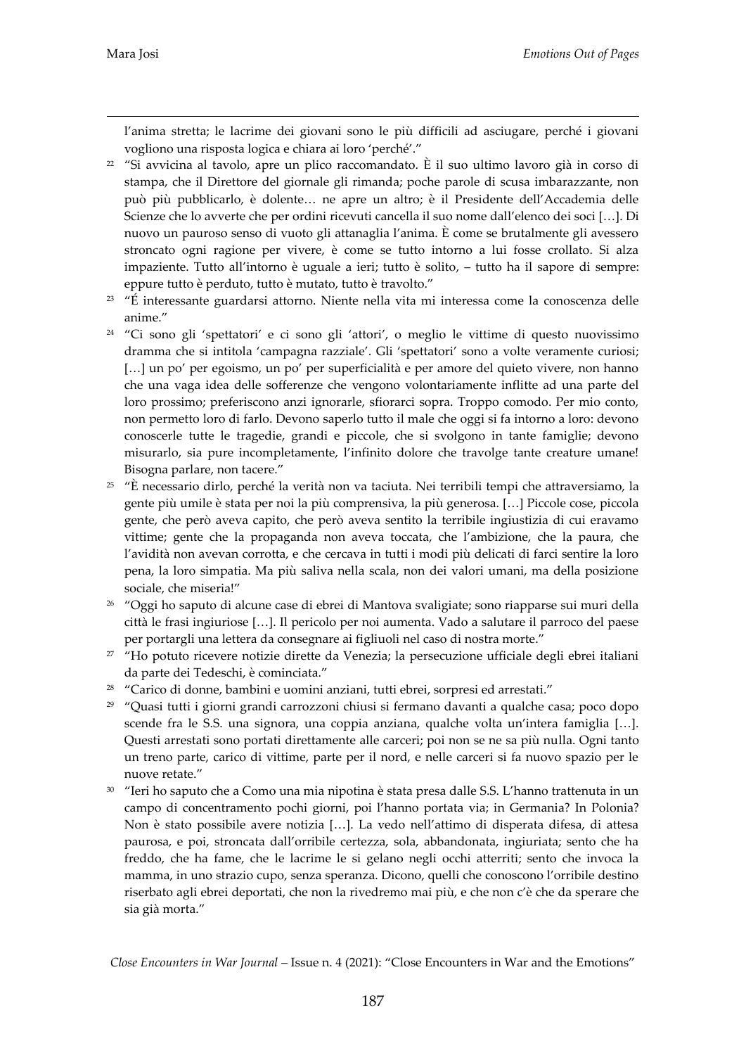l'anima stretta; le lacrime dei giovani sono le più difficili ad asciugare, perché i giovani vogliono una risposta logica e chiara ai loro 'perché'."

[22] "Si avvicina al tavolo, apre un plico raccomandato. È il suo ultimo lavoro già in corso di stampa, che il Direttore del giornale gli rimanda; poche parole di scusa imbarazzante, non può più pubblicarlo, è dolente… ne apre un altro; è il Presidente dell'Accademia delle Scienze che lo avverte che per ordini ricevuti cancella il suo nome dall'elenco dei soci […]. Di nuovo un pauroso senso di vuoto gli attanaglia l'anima. È come se brutalmente gli avessero stroncato ogni ragione per vivere, è come se tutto intorno a lui fosse crollato. Si alza impaziente. Tutto all'intorno è uguale a ieri; tutto è solito, – tutto ha il sapore di sempre: eppure tutto è perduto, tutto è mutato, tutto è travolto."

[23] "É interessante guardarsi attorno. Niente nella vita mi interessa come la conoscenza delle anime."

[24] "Ci sono gli 'spettatori' e ci sono gli 'attori', o meglio le vittime di questo nuovissimo dramma che si intitola 'campagna razziale'. Gli 'spettatori' sono a volte veramente curiosi; […] un po' per egoismo, un po' per superficialità e per amore del quieto vivere, non hanno che una vaga idea delle sofferenze che vengono volontariamente inflitte ad una parte del loro prossimo; preferiscono anzi ignorarle, sfiorarci sopra. Troppo comodo. Per mio conto, non permetto loro di farlo. Devono saperlo tutto il male che oggi si fa intorno a loro: devono conoscerle tutte le tragedie, grandi e piccole, che si svolgono in tante famiglie; devono misurarlo, sia pure incompletamente, l'infinito dolore che travolge tante creature umane! Bisogna parlare, non tacere."

[25] "È necessario dirlo, perché la verità non va taciuta. Nei terribili tempi che attraversiamo, la gente più umile è stata per noi la più comprensiva, la più generosa. […] Piccole cose, piccola gente, che però aveva capito, che però aveva sentito la terribile ingiustizia di cui eravamo vittime; gente che la propaganda non aveva toccata, che l'ambizione, che la paura, che l'avidità non avevan corrotta, e che cercava in tutti i modi più delicati di farci sentire la loro pena, la loro simpatia. Ma più saliva nella scala, non dei valori umani, ma della posizione sociale, che miseria!"

[26] "Oggi ho saputo di alcune case di ebrei di Mantova svaligiate; sono riapparse sui muri della città le frasi ingiuriose […]. Il pericolo per noi aumenta. Vado a salutare il parroco del paese per portargli una lettera da consegnare ai figliuoli nel caso di nostra morte."

[27] "Ho potuto ricevere notizie dirette da Venezia; la persecuzione ufficiale degli ebrei italiani da parte dei Tedeschi, è cominciata."

[28] "Carico di donne, bambini e uomini anziani, tutti ebrei, sorpresi ed arrestati."

[29] "Quasi tutti i giorni grandi carrozzoni chiusi si fermano davanti a qualche casa; poco dopo scende fra le S.S. una signora, una coppia anziana, qualche volta un'intera famiglia […]. Questi arrestati sono portati direttamente alle carceri; poi non se ne sa più nulla. Ogni tanto un treno parte, carico di vittime, parte per il nord, e nelle carceri si fa nuovo spazio per le nuove retate."

[30] "Ieri ho saputo che a Como una mia nipotina è stata presa dalle S.S. L'hanno trattenuta in un campo di concentramento pochi giorni, poi l'hanno portata via; in Germania? In Polonia? Non è stato possibile avere notizia […]. La vedo nell'attimo di disperata difesa, di attesa paurosa, e poi, stroncata dall'orribile certezza, sola, abbandonata, ingiuriata; sento che ha freddo, che ha fame, che le lacrime le si gelano negli occhi atterriti; sento che invoca la mamma, in uno strazio cupo, senza speranza. Dicono, quelli che conoscono l'orribile destino riserbato agli ebrei deportati, che non la rivedremo mai più, e che non c'è che da sperare che sia già morta."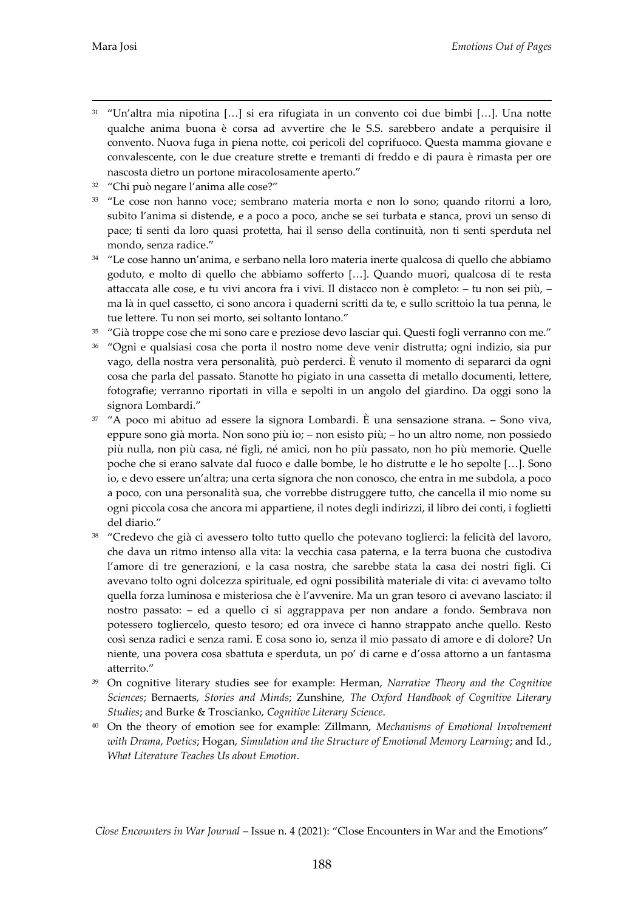31 "Un'altra mia nipotina […] si era rifugiata in un convento coi due bimbi […]. Una notte qualche anima buona è corsa ad avvertire che le S.S. sarebbero andate a perquisire il convento. Nuova fuga in piena notte, coi pericoli del coprifuoco. Questa mamma giovane e convalescente, con le due creature strette e tremanti di freddo e di paura è rimasta per ore nascosta dietro un portone miracolosamente aperto."

32 "Chi può negare l'anima alle cose?"

33 "Le cose non hanno voce; sembrano materia morta e non lo sono; quando ritorni a loro, subito l'anima si distende, e a poco a poco, anche se sei turbata e stanca, provi un senso di pace; ti senti da loro quasi protetta, hai il senso della continuità, non ti senti sperduta nel mondo, senza radice."

34 "Le cose hanno un'anima, e serbano nella loro materia inerte qualcosa di quello che abbiamo goduto, e molto di quello che abbiamo sofferto […]. Quando muori, qualcosa di te resta attaccata alle cose, e tu vivi ancora fra i vivi. Il distacco non è completo: – tu non sei più, – ma là in quel cassetto, ci sono ancora i quaderni scritti da te, e sullo scrittoio la tua penna, le tue lettere. Tu non sei morto, sei soltanto lontano."

35 "Già troppe cose che mi sono care e preziose devo lasciar qui. Questi fogli verranno con me."

36 "Ogni e qualsiasi cosa che porta il nostro nome deve venir distrutta; ogni indizio, sia pur vago, della nostra vera personalità, può perderci. È venuto il momento di separarci da ogni cosa che parla del passato. Stanotte ho pigiato in una cassetta di metallo documenti, lettere, fotografie; verranno riportati in villa e sepolti in un angolo del giardino. Da oggi sono la signora Lombardi."

37 "A poco mi abituo ad essere la signora Lombardi. È una sensazione strana. – Sono viva, eppure sono già morta. Non sono più io; – non esisto più; – ho un altro nome, non possiedo più nulla, non più casa, né figli, né amici, non ho più passato, non ho più memorie. Quelle poche che si erano salvate dal fuoco e dalle bombe, le ho distrutte e le ho sepolte […]. Sono io, e devo essere un'altra; una certa signora che non conosco, che entra in me subdola, a poco a poco, con una personalità sua, che vorrebbe distruggere tutto, che cancella il mio nome su ogni piccola cosa che ancora mi appartiene, il notes degli indirizzi, il libro dei conti, i foglietti del diario."

38 "Credevo che già ci avessero tolto tutto quello che potevano toglierci: la felicità del lavoro, che dava un ritmo intenso alla vita: la vecchia casa paterna, e la terra buona che custodiva l'amore di tre generazioni, e la casa nostra, che sarebbe stata la casa dei nostri figli. Ci avevano tolto ogni dolcezza spirituale, ed ogni possibilità materiale di vita: ci avevamo tolto quella forza luminosa e misteriosa che è l'avvenire. Ma un gran tesoro ci avevano lasciato: il nostro passato: – ed a quello ci si aggrappava per non andare a fondo. Sembrava non potessero togliercelo, questo tesoro; ed ora invece ci hanno strappato anche quello. Resto così senza radici e senza rami. E cosa sono io, senza il mio passato di amore e di dolore? Un niente, una povera cosa sbattuta e sperduta, un po' di carne e d'ossa attorno a un fantasma atterrito."

39 On cognitive literary studies see for example: Herman, *Narrative Theory and the Cognitive Sciences*; Bernaerts, *Stories and Minds*; Zunshine, *The Oxford Handbook of Cognitive Literary Studies*; and Burke & Troscianko, *Cognitive Literary Science*.

40 On the theory of emotion see for example: Zillmann, *Mechanisms of Emotional Involvement with Drama*, *Poetics*; Hogan, *Simulation and the Structure of Emotional Memory Learning*; and Id., *What Literature Teaches Us about Emotion*.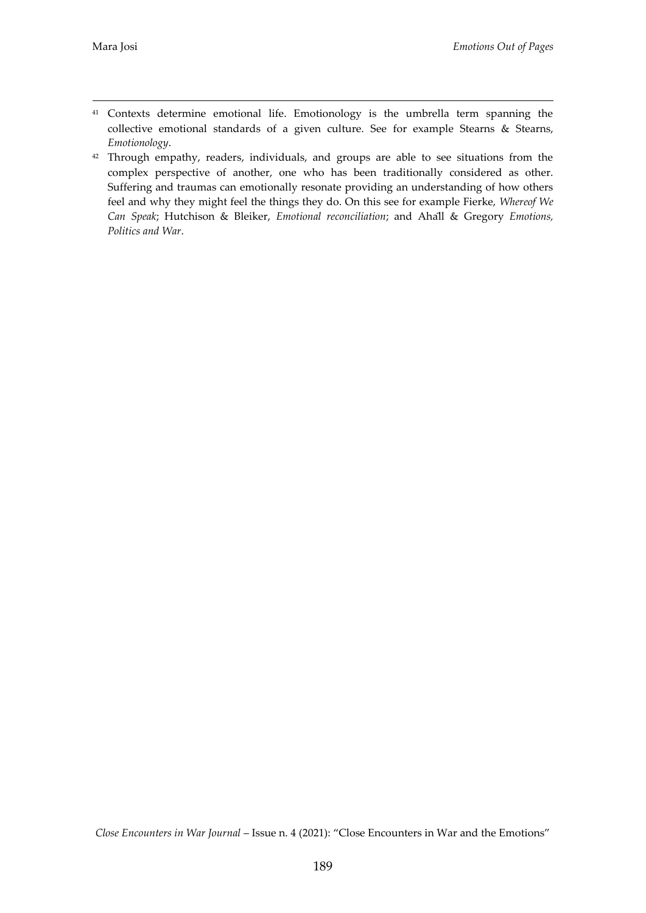[41] Contexts determine emotional life. Emotionology is the umbrella term spanning the collective emotional standards of a given culture. See for example Stearns & Stearns, *Emotionology*.

[42] Through empathy, readers, individuals, and groups are able to see situations from the complex perspective of another, one who has been traditionally considered as other. Suffering and traumas can emotionally resonate providing an understanding of how others feel and why they might feel the things they do. On this see for example Fierke, *Whereof We Can Speak*; Hutchison & Bleiker, *Emotional reconciliation*; and Åhäll & Gregory *Emotions, Politics and War*.